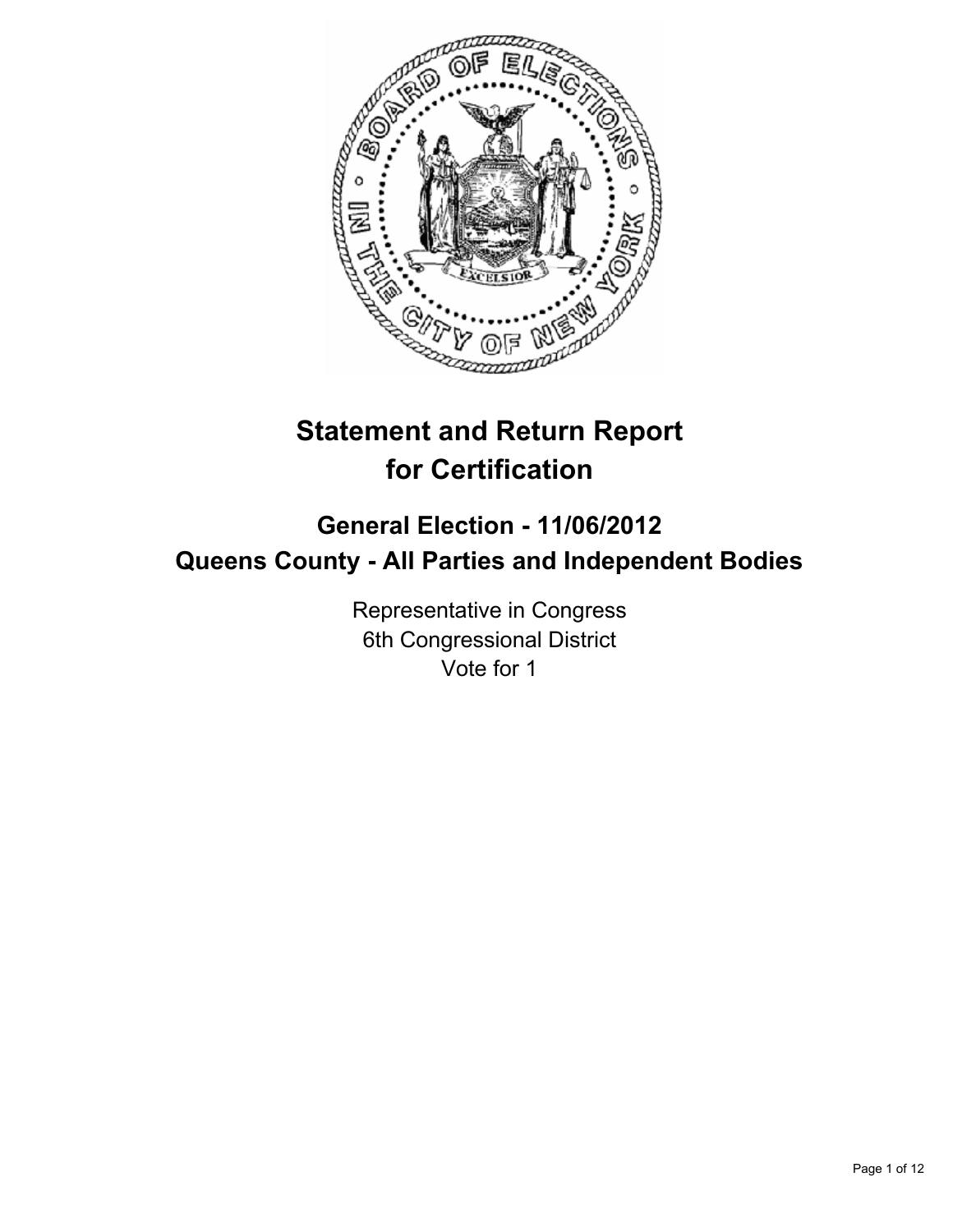# Statement and Return Report for Certification

## General Election - 11/06/2012
## Queens County - All Parties and Independent Bodies

Representative in Congress
6th Congressional District
Vote for 1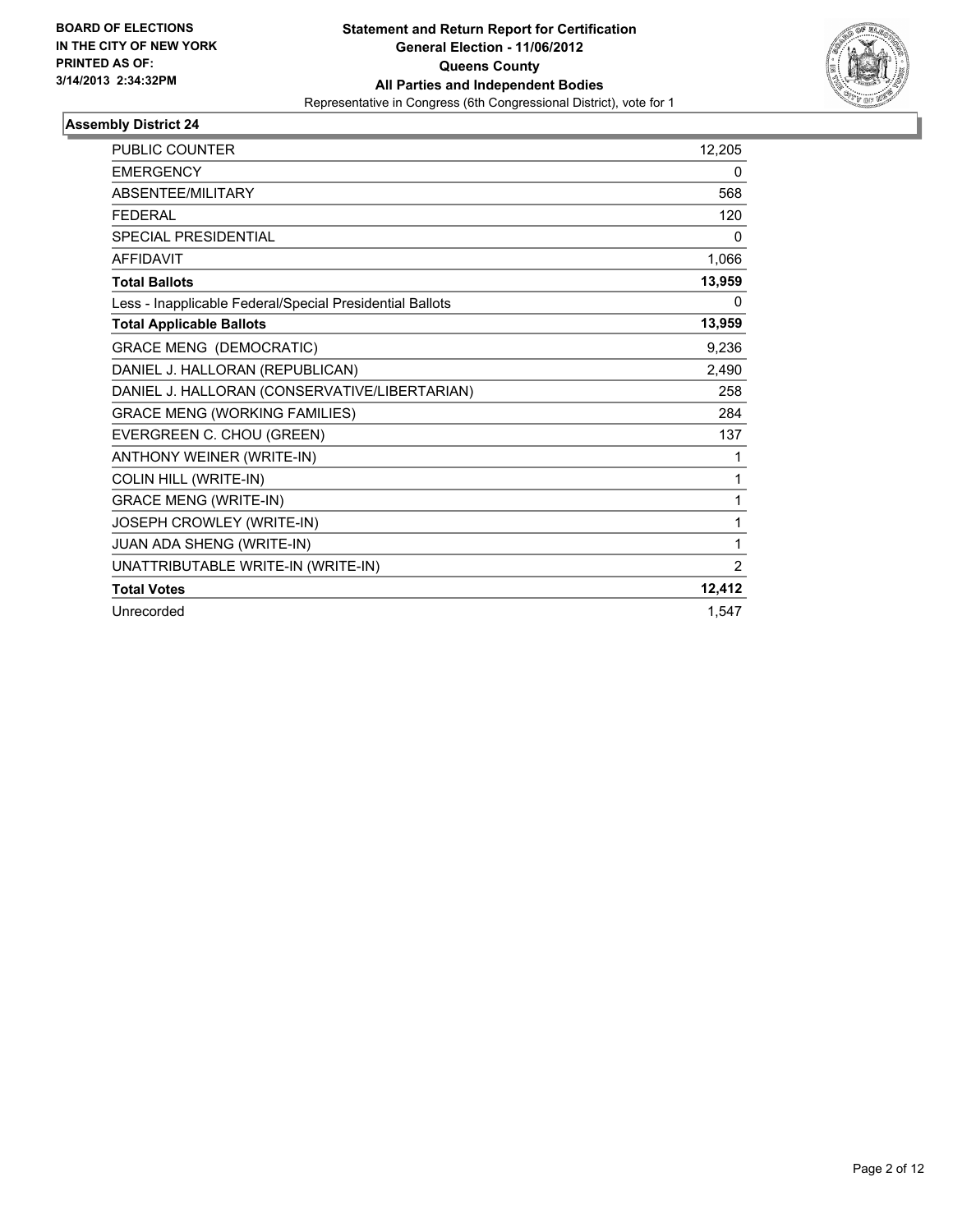**BOARD OF ELECTIONS IN THE CITY OF NEW YORK PRINTED AS OF: 3/14/2013 2:34:32PM**

**Statement and Return Report for Certification**
**General Election - 11/06/2012**
**Queens County**
**All Parties and Independent Bodies**
Representative in Congress (6th Congressional District), vote for 1

### Assembly District 24

| | |
|---|---|
| PUBLIC COUNTER | 12,205 |
| EMERGENCY | 0 |
| ABSENTEE/MILITARY | 568 |
| FEDERAL | 120 |
| SPECIAL PRESIDENTIAL | 0 |
| AFFIDAVIT | 1,066 |
| **Total Ballots** | **13,959** |
| Less - Inapplicable Federal/Special Presidential Ballots | 0 |
| **Total Applicable Ballots** | **13,959** |
| GRACE MENG (DEMOCRATIC) | 9,236 |
| DANIEL J. HALLORAN (REPUBLICAN) | 2,490 |
| DANIEL J. HALLORAN (CONSERVATIVE/LIBERTARIAN) | 258 |
| GRACE MENG (WORKING FAMILIES) | 284 |
| EVERGREEN C. CHOU (GREEN) | 137 |
| ANTHONY WEINER (WRITE-IN) | 1 |
| COLIN HILL (WRITE-IN) | 1 |
| GRACE MENG (WRITE-IN) | 1 |
| JOSEPH CROWLEY (WRITE-IN) | 1 |
| JUAN ADA SHENG (WRITE-IN) | 1 |
| UNATTRIBUTABLE WRITE-IN (WRITE-IN) | 2 |
| **Total Votes** | **12,412** |
| Unrecorded | 1,547 |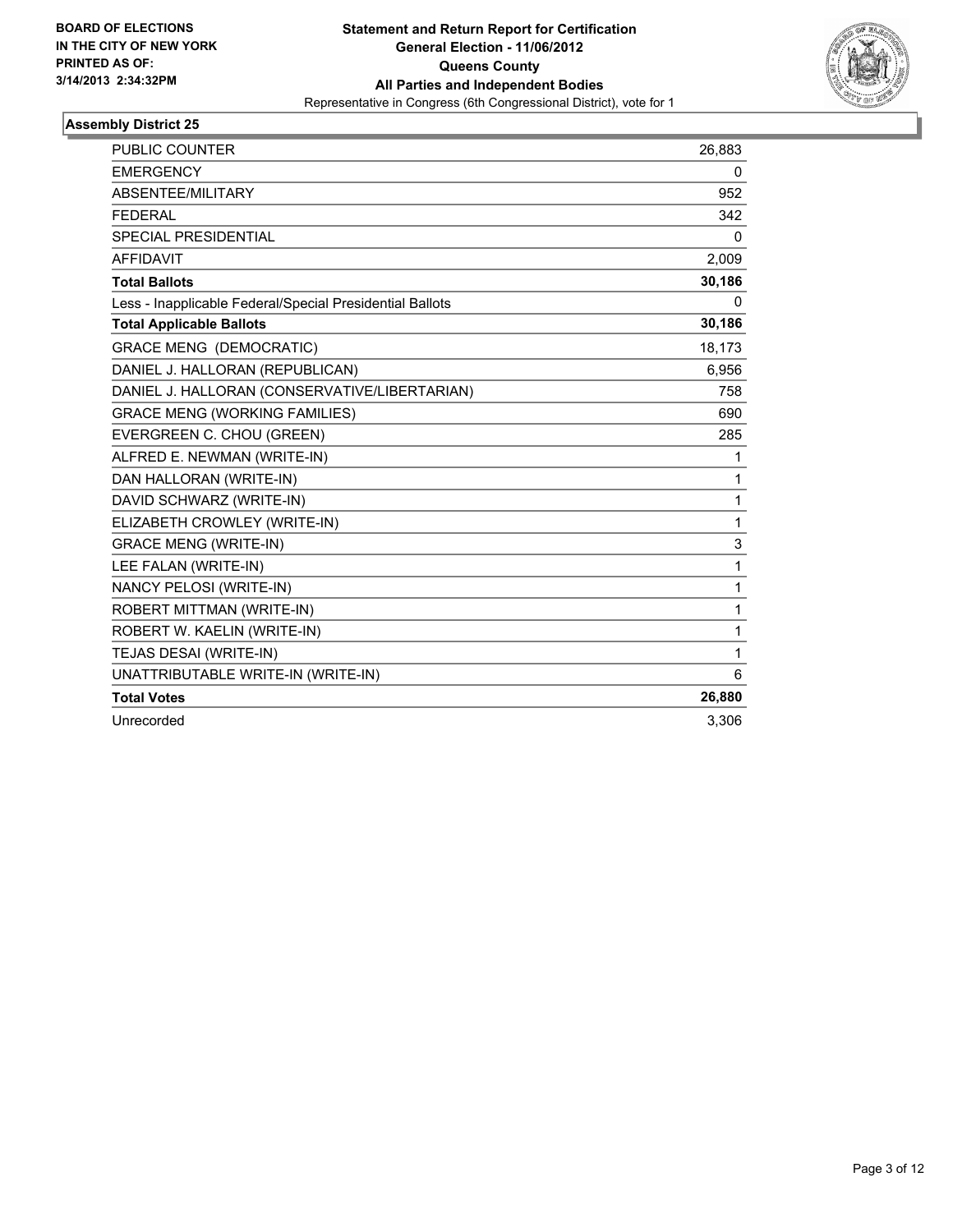**BOARD OF ELECTIONS IN THE CITY OF NEW YORK PRINTED AS OF: 3/14/2013 2:34:32PM**

**Statement and Return Report for Certification**
**General Election - 11/06/2012**
**Queens County**
**All Parties and Independent Bodies**
Representative in Congress (6th Congressional District), vote for 1

## Assembly District 25

| | |
|---|---|
| PUBLIC COUNTER | 26,883 |
| EMERGENCY | 0 |
| ABSENTEE/MILITARY | 952 |
| FEDERAL | 342 |
| SPECIAL PRESIDENTIAL | 0 |
| AFFIDAVIT | 2,009 |
| **Total Ballots** | **30,186** |
| Less - Inapplicable Federal/Special Presidential Ballots | 0 |
| **Total Applicable Ballots** | **30,186** |
| GRACE MENG (DEMOCRATIC) | 18,173 |
| DANIEL J. HALLORAN (REPUBLICAN) | 6,956 |
| DANIEL J. HALLORAN (CONSERVATIVE/LIBERTARIAN) | 758 |
| GRACE MENG (WORKING FAMILIES) | 690 |
| EVERGREEN C. CHOU (GREEN) | 285 |
| ALFRED E. NEWMAN (WRITE-IN) | 1 |
| DAN HALLORAN (WRITE-IN) | 1 |
| DAVID SCHWARZ (WRITE-IN) | 1 |
| ELIZABETH CROWLEY (WRITE-IN) | 1 |
| GRACE MENG (WRITE-IN) | 3 |
| LEE FALAN (WRITE-IN) | 1 |
| NANCY PELOSI (WRITE-IN) | 1 |
| ROBERT MITTMAN (WRITE-IN) | 1 |
| ROBERT W. KAELIN (WRITE-IN) | 1 |
| TEJAS DESAI (WRITE-IN) | 1 |
| UNATTRIBUTABLE WRITE-IN (WRITE-IN) | 6 |
| **Total Votes** | **26,880** |
| Unrecorded | 3,306 |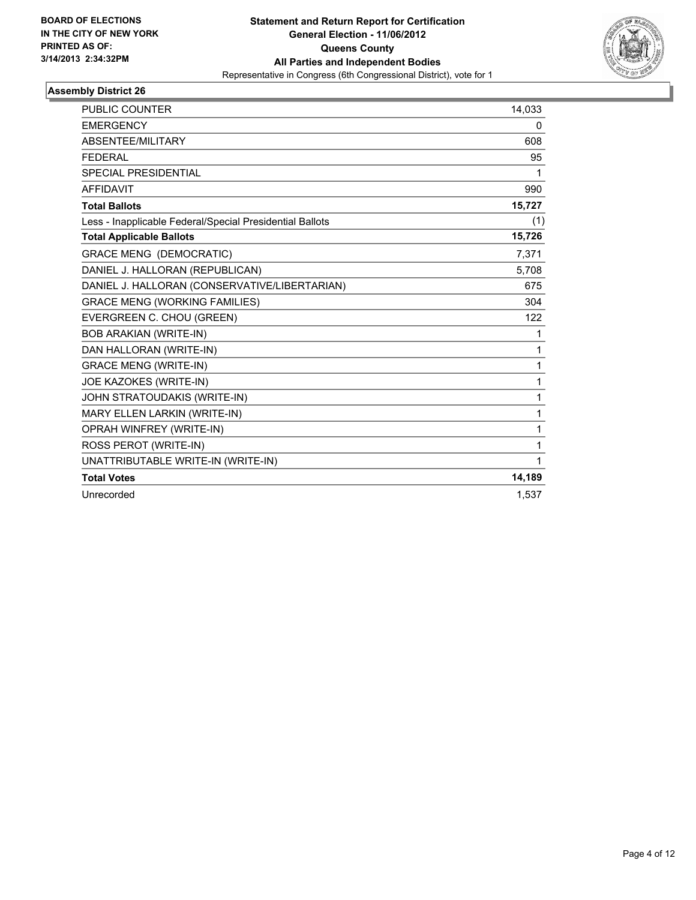**BOARD OF ELECTIONS IN THE CITY OF NEW YORK PRINTED AS OF: 3/14/2013 2:34:32PM**

**Statement and Return Report for Certification**
**General Election - 11/06/2012**
**Queens County**
**All Parties and Independent Bodies**
Representative in Congress (6th Congressional District), vote for 1

## Assembly District 26

| | |
|---|---|
| PUBLIC COUNTER | 14,033 |
| EMERGENCY | 0 |
| ABSENTEE/MILITARY | 608 |
| FEDERAL | 95 |
| SPECIAL PRESIDENTIAL | 1 |
| AFFIDAVIT | 990 |
| **Total Ballots** | **15,727** |
| Less - Inapplicable Federal/Special Presidential Ballots | (1) |
| **Total Applicable Ballots** | **15,726** |
| GRACE MENG (DEMOCRATIC) | 7,371 |
| DANIEL J. HALLORAN (REPUBLICAN) | 5,708 |
| DANIEL J. HALLORAN (CONSERVATIVE/LIBERTARIAN) | 675 |
| GRACE MENG (WORKING FAMILIES) | 304 |
| EVERGREEN C. CHOU (GREEN) | 122 |
| BOB ARAKIAN (WRITE-IN) | 1 |
| DAN HALLORAN (WRITE-IN) | 1 |
| GRACE MENG (WRITE-IN) | 1 |
| JOE KAZOKES (WRITE-IN) | 1 |
| JOHN STRATOUDAKIS (WRITE-IN) | 1 |
| MARY ELLEN LARKIN (WRITE-IN) | 1 |
| OPRAH WINFREY (WRITE-IN) | 1 |
| ROSS PEROT (WRITE-IN) | 1 |
| UNATTRIBUTABLE WRITE-IN (WRITE-IN) | 1 |
| **Total Votes** | **14,189** |
| Unrecorded | 1,537 |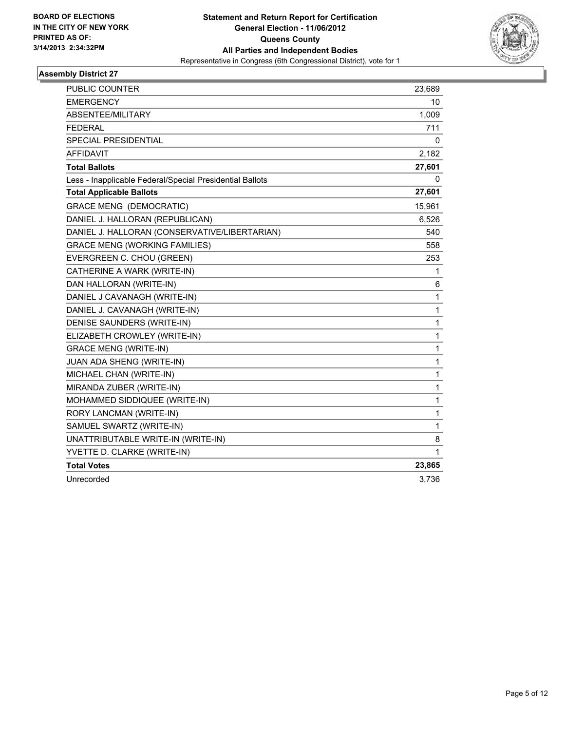**BOARD OF ELECTIONS IN THE CITY OF NEW YORK PRINTED AS OF: 3/14/2013 2:34:32PM**

# Statement and Return Report for Certification
## General Election - 11/06/2012
## Queens County
## All Parties and Independent Bodies
Representative in Congress (6th Congressional District), vote for 1

### Assembly District 27

| | |
|---|---|
| PUBLIC COUNTER | 23,689 |
| EMERGENCY | 10 |
| ABSENTEE/MILITARY | 1,009 |
| FEDERAL | 711 |
| SPECIAL PRESIDENTIAL | 0 |
| AFFIDAVIT | 2,182 |
| **Total Ballots** | **27,601** |
| Less - Inapplicable Federal/Special Presidential Ballots | 0 |
| **Total Applicable Ballots** | **27,601** |
| GRACE MENG (DEMOCRATIC) | 15,961 |
| DANIEL J. HALLORAN (REPUBLICAN) | 6,526 |
| DANIEL J. HALLORAN (CONSERVATIVE/LIBERTARIAN) | 540 |
| GRACE MENG (WORKING FAMILIES) | 558 |
| EVERGREEN C. CHOU (GREEN) | 253 |
| CATHERINE A WARK (WRITE-IN) | 1 |
| DAN HALLORAN (WRITE-IN) | 6 |
| DANIEL J CAVANAGH (WRITE-IN) | 1 |
| DANIEL J. CAVANAGH (WRITE-IN) | 1 |
| DENISE SAUNDERS (WRITE-IN) | 1 |
| ELIZABETH CROWLEY (WRITE-IN) | 1 |
| GRACE MENG (WRITE-IN) | 1 |
| JUAN ADA SHENG (WRITE-IN) | 1 |
| MICHAEL CHAN (WRITE-IN) | 1 |
| MIRANDA ZUBER (WRITE-IN) | 1 |
| MOHAMMED SIDDIQUEE (WRITE-IN) | 1 |
| RORY LANCMAN (WRITE-IN) | 1 |
| SAMUEL SWARTZ (WRITE-IN) | 1 |
| UNATTRIBUTABLE WRITE-IN (WRITE-IN) | 8 |
| YVETTE D. CLARKE (WRITE-IN) | 1 |
| **Total Votes** | **23,865** |
| Unrecorded | 3,736 |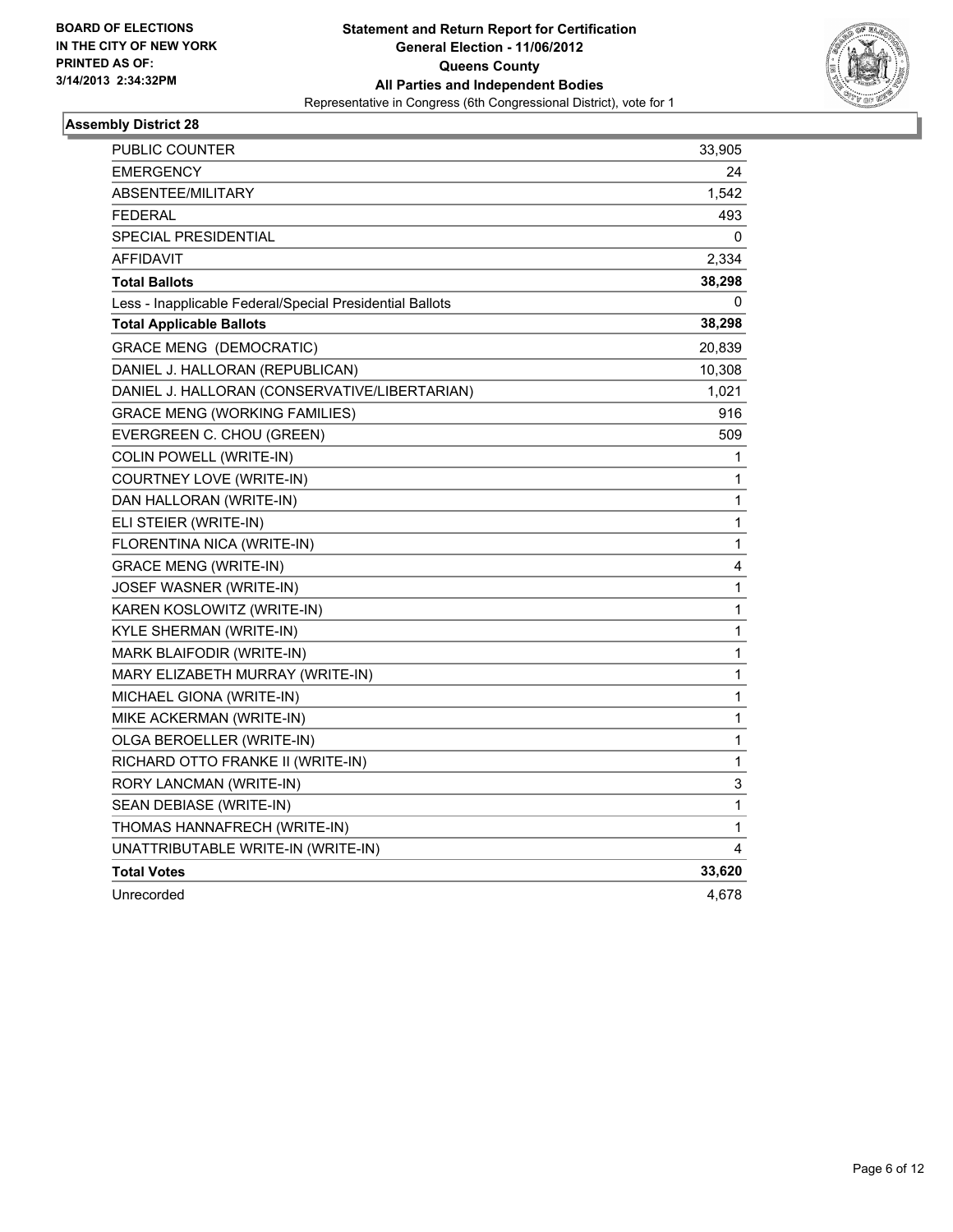**BOARD OF ELECTIONS IN THE CITY OF NEW YORK PRINTED AS OF: 3/14/2013 2:34:32PM**

**Statement and Return Report for Certification**
**General Election - 11/06/2012**
**Queens County**
**All Parties and Independent Bodies**
Representative in Congress (6th Congressional District), vote for 1

## Assembly District 28

| | |
|---|---|
| PUBLIC COUNTER | 33,905 |
| EMERGENCY | 24 |
| ABSENTEE/MILITARY | 1,542 |
| FEDERAL | 493 |
| SPECIAL PRESIDENTIAL | 0 |
| AFFIDAVIT | 2,334 |
| **Total Ballots** | **38,298** |
| Less - Inapplicable Federal/Special Presidential Ballots | 0 |
| **Total Applicable Ballots** | **38,298** |
| GRACE MENG (DEMOCRATIC) | 20,839 |
| DANIEL J. HALLORAN (REPUBLICAN) | 10,308 |
| DANIEL J. HALLORAN (CONSERVATIVE/LIBERTARIAN) | 1,021 |
| GRACE MENG (WORKING FAMILIES) | 916 |
| EVERGREEN C. CHOU (GREEN) | 509 |
| COLIN POWELL (WRITE-IN) | 1 |
| COURTNEY LOVE (WRITE-IN) | 1 |
| DAN HALLORAN (WRITE-IN) | 1 |
| ELI STEIER (WRITE-IN) | 1 |
| FLORENTINA NICA (WRITE-IN) | 1 |
| GRACE MENG (WRITE-IN) | 4 |
| JOSEF WASNER (WRITE-IN) | 1 |
| KAREN KOSLOWITZ (WRITE-IN) | 1 |
| KYLE SHERMAN (WRITE-IN) | 1 |
| MARK BLAIFODIR (WRITE-IN) | 1 |
| MARY ELIZABETH MURRAY (WRITE-IN) | 1 |
| MICHAEL GIONA (WRITE-IN) | 1 |
| MIKE ACKERMAN (WRITE-IN) | 1 |
| OLGA BEROELLER (WRITE-IN) | 1 |
| RICHARD OTTO FRANKE II (WRITE-IN) | 1 |
| RORY LANCMAN (WRITE-IN) | 3 |
| SEAN DEBIASE (WRITE-IN) | 1 |
| THOMAS HANNAFRECH (WRITE-IN) | 1 |
| UNATTRIBUTABLE WRITE-IN (WRITE-IN) | 4 |
| **Total Votes** | **33,620** |
| Unrecorded | 4,678 |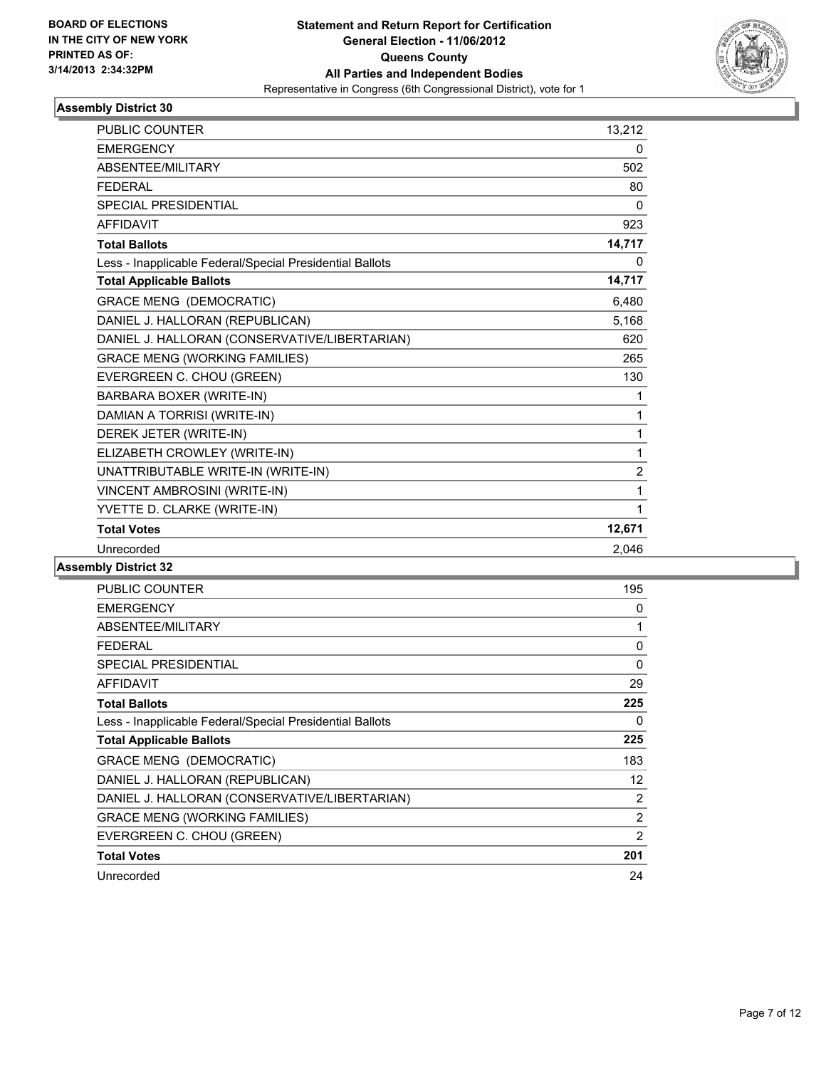BOARD OF ELECTIONS
IN THE CITY OF NEW YORK
PRINTED AS OF:
3/14/2013 2:34:32PM

**Statement and Return Report for Certification**
**General Election - 11/06/2012**
**Queens County**
**All Parties and Independent Bodies**
Representative in Congress (6th Congressional District), vote for 1

## Assembly District 30

| | |
|---|---|
| PUBLIC COUNTER | 13,212 |
| EMERGENCY | 0 |
| ABSENTEE/MILITARY | 502 |
| FEDERAL | 80 |
| SPECIAL PRESIDENTIAL | 0 |
| AFFIDAVIT | 923 |
| **Total Ballots** | **14,717** |
| Less - Inapplicable Federal/Special Presidential Ballots | 0 |
| **Total Applicable Ballots** | **14,717** |
| GRACE MENG (DEMOCRATIC) | 6,480 |
| DANIEL J. HALLORAN (REPUBLICAN) | 5,168 |
| DANIEL J. HALLORAN (CONSERVATIVE/LIBERTARIAN) | 620 |
| GRACE MENG (WORKING FAMILIES) | 265 |
| EVERGREEN C. CHOU (GREEN) | 130 |
| BARBARA BOXER (WRITE-IN) | 1 |
| DAMIAN A TORRISI (WRITE-IN) | 1 |
| DEREK JETER (WRITE-IN) | 1 |
| ELIZABETH CROWLEY (WRITE-IN) | 1 |
| UNATTRIBUTABLE WRITE-IN (WRITE-IN) | 2 |
| VINCENT AMBROSINI (WRITE-IN) | 1 |
| YVETTE D. CLARKE (WRITE-IN) | 1 |
| **Total Votes** | **12,671** |
| Unrecorded | 2,046 |

## Assembly District 32

| | |
|---|---|
| PUBLIC COUNTER | 195 |
| EMERGENCY | 0 |
| ABSENTEE/MILITARY | 1 |
| FEDERAL | 0 |
| SPECIAL PRESIDENTIAL | 0 |
| AFFIDAVIT | 29 |
| **Total Ballots** | **225** |
| Less - Inapplicable Federal/Special Presidential Ballots | 0 |
| **Total Applicable Ballots** | **225** |
| GRACE MENG (DEMOCRATIC) | 183 |
| DANIEL J. HALLORAN (REPUBLICAN) | 12 |
| DANIEL J. HALLORAN (CONSERVATIVE/LIBERTARIAN) | 2 |
| GRACE MENG (WORKING FAMILIES) | 2 |
| EVERGREEN C. CHOU (GREEN) | 2 |
| **Total Votes** | **201** |
| Unrecorded | 24 |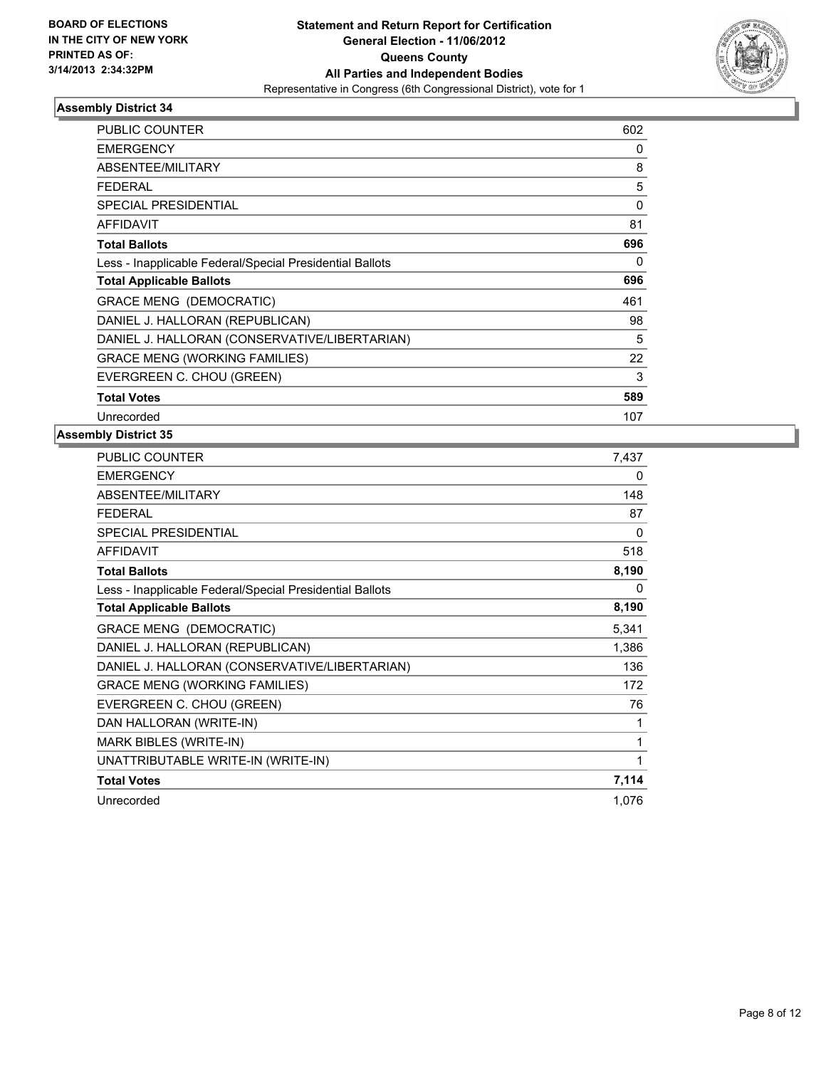BOARD OF ELECTIONS
IN THE CITY OF NEW YORK
PRINTED AS OF:
3/14/2013 2:34:32PM

**Statement and Return Report for Certification**
**General Election - 11/06/2012**
**Queens County**
**All Parties and Independent Bodies**
Representative in Congress (6th Congressional District), vote for 1

### Assembly District 34

| | |
|---|---|
| PUBLIC COUNTER | 602 |
| EMERGENCY | 0 |
| ABSENTEE/MILITARY | 8 |
| FEDERAL | 5 |
| SPECIAL PRESIDENTIAL | 0 |
| AFFIDAVIT | 81 |
| **Total Ballots** | **696** |
| Less - Inapplicable Federal/Special Presidential Ballots | 0 |
| **Total Applicable Ballots** | **696** |
| GRACE MENG (DEMOCRATIC) | 461 |
| DANIEL J. HALLORAN (REPUBLICAN) | 98 |
| DANIEL J. HALLORAN (CONSERVATIVE/LIBERTARIAN) | 5 |
| GRACE MENG (WORKING FAMILIES) | 22 |
| EVERGREEN C. CHOU (GREEN) | 3 |
| **Total Votes** | **589** |
| Unrecorded | 107 |

### Assembly District 35

| | |
|---|---|
| PUBLIC COUNTER | 7,437 |
| EMERGENCY | 0 |
| ABSENTEE/MILITARY | 148 |
| FEDERAL | 87 |
| SPECIAL PRESIDENTIAL | 0 |
| AFFIDAVIT | 518 |
| **Total Ballots** | **8,190** |
| Less - Inapplicable Federal/Special Presidential Ballots | 0 |
| **Total Applicable Ballots** | **8,190** |
| GRACE MENG (DEMOCRATIC) | 5,341 |
| DANIEL J. HALLORAN (REPUBLICAN) | 1,386 |
| DANIEL J. HALLORAN (CONSERVATIVE/LIBERTARIAN) | 136 |
| GRACE MENG (WORKING FAMILIES) | 172 |
| EVERGREEN C. CHOU (GREEN) | 76 |
| DAN HALLORAN (WRITE-IN) | 1 |
| MARK BIBLES (WRITE-IN) | 1 |
| UNATTRIBUTABLE WRITE-IN (WRITE-IN) | 1 |
| **Total Votes** | **7,114** |
| Unrecorded | 1,076 |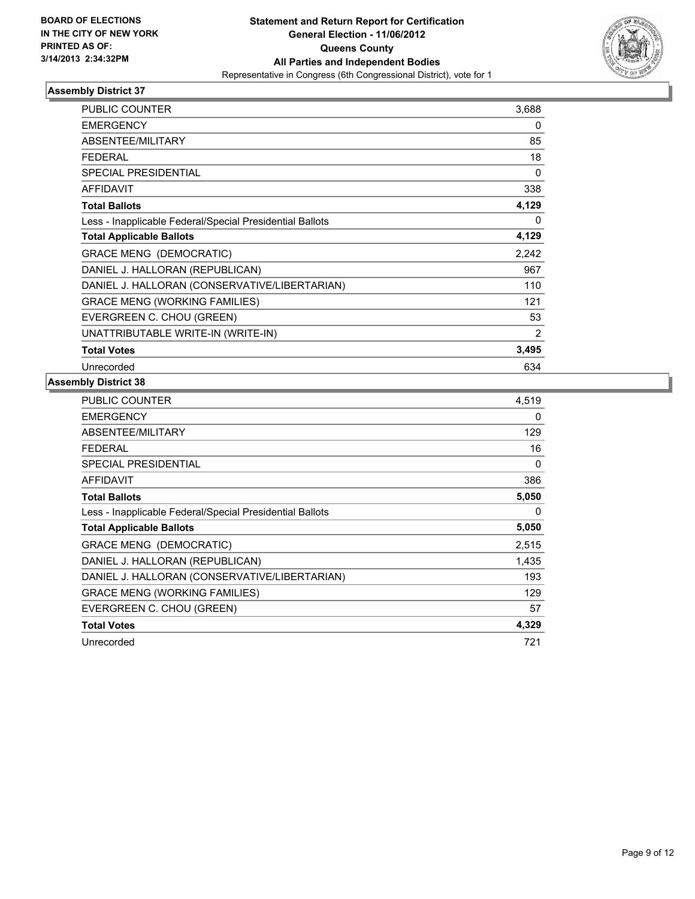**BOARD OF ELECTIONS IN THE CITY OF NEW YORK PRINTED AS OF: 3/14/2013 2:34:32PM**

**Statement and Return Report for Certification**
**General Election - 11/06/2012**
**Queens County**
**All Parties and Independent Bodies**
Representative in Congress (6th Congressional District), vote for 1

### Assembly District 37

| | |
|---|---|
| PUBLIC COUNTER | 3,688 |
| EMERGENCY | 0 |
| ABSENTEE/MILITARY | 85 |
| FEDERAL | 18 |
| SPECIAL PRESIDENTIAL | 0 |
| AFFIDAVIT | 338 |
| **Total Ballots** | **4,129** |
| Less - Inapplicable Federal/Special Presidential Ballots | 0 |
| **Total Applicable Ballots** | **4,129** |
| GRACE MENG (DEMOCRATIC) | 2,242 |
| DANIEL J. HALLORAN (REPUBLICAN) | 967 |
| DANIEL J. HALLORAN (CONSERVATIVE/LIBERTARIAN) | 110 |
| GRACE MENG (WORKING FAMILIES) | 121 |
| EVERGREEN C. CHOU (GREEN) | 53 |
| UNATTRIBUTABLE WRITE-IN (WRITE-IN) | 2 |
| **Total Votes** | **3,495** |
| Unrecorded | 634 |

### Assembly District 38

| | |
|---|---|
| PUBLIC COUNTER | 4,519 |
| EMERGENCY | 0 |
| ABSENTEE/MILITARY | 129 |
| FEDERAL | 16 |
| SPECIAL PRESIDENTIAL | 0 |
| AFFIDAVIT | 386 |
| **Total Ballots** | **5,050** |
| Less - Inapplicable Federal/Special Presidential Ballots | 0 |
| **Total Applicable Ballots** | **5,050** |
| GRACE MENG (DEMOCRATIC) | 2,515 |
| DANIEL J. HALLORAN (REPUBLICAN) | 1,435 |
| DANIEL J. HALLORAN (CONSERVATIVE/LIBERTARIAN) | 193 |
| GRACE MENG (WORKING FAMILIES) | 129 |
| EVERGREEN C. CHOU (GREEN) | 57 |
| **Total Votes** | **4,329** |
| Unrecorded | 721 |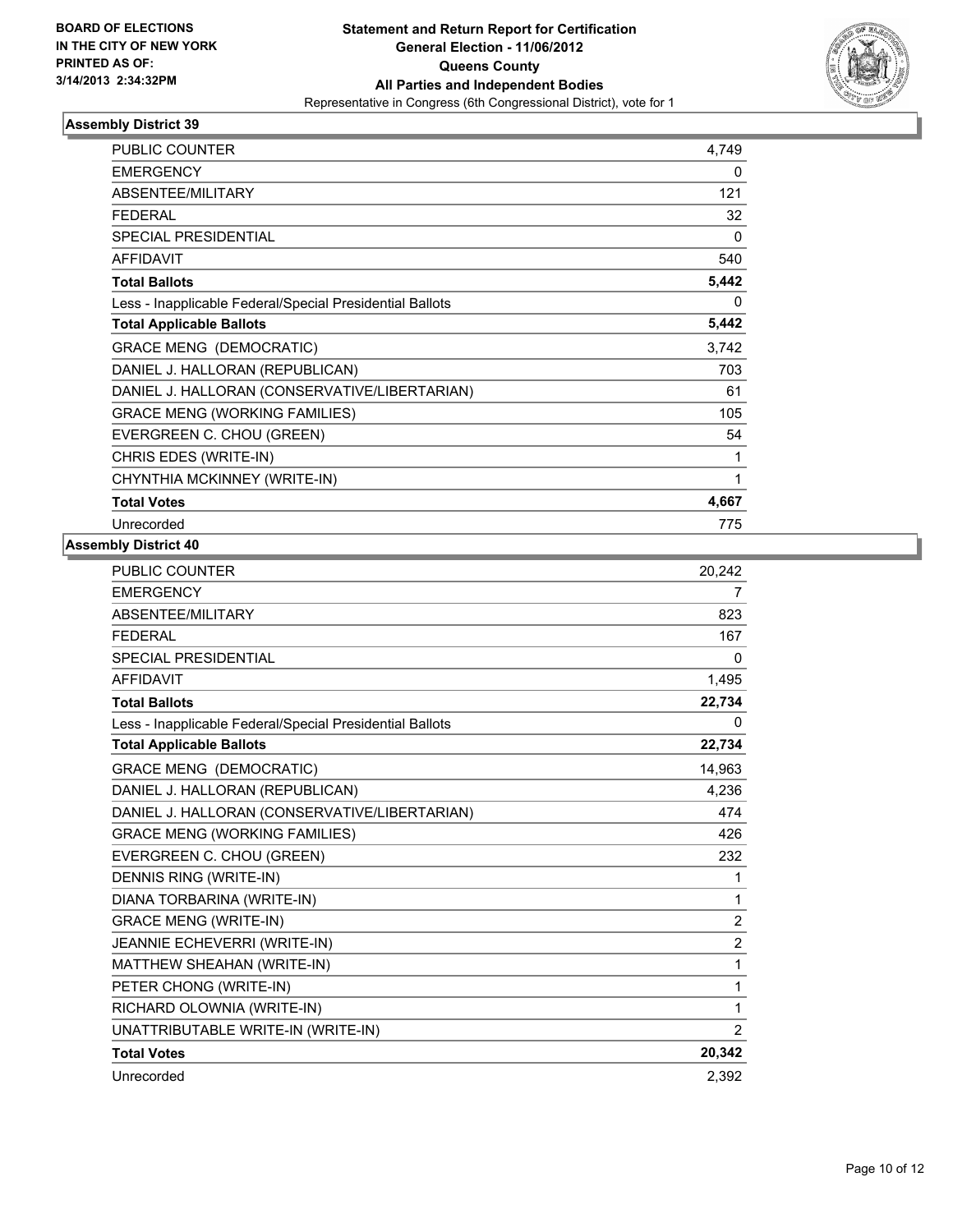BOARD OF ELECTIONS
IN THE CITY OF NEW YORK
PRINTED AS OF:
3/14/2013 2:34:32PM

**Statement and Return Report for Certification**
**General Election - 11/06/2012**
**Queens County**
**All Parties and Independent Bodies**
Representative in Congress (6th Congressional District), vote for 1

### Assembly District 39

| | |
|---|---|
| PUBLIC COUNTER | 4,749 |
| EMERGENCY | 0 |
| ABSENTEE/MILITARY | 121 |
| FEDERAL | 32 |
| SPECIAL PRESIDENTIAL | 0 |
| AFFIDAVIT | 540 |
| **Total Ballots** | **5,442** |
| Less - Inapplicable Federal/Special Presidential Ballots | 0 |
| **Total Applicable Ballots** | **5,442** |
| GRACE MENG (DEMOCRATIC) | 3,742 |
| DANIEL J. HALLORAN (REPUBLICAN) | 703 |
| DANIEL J. HALLORAN (CONSERVATIVE/LIBERTARIAN) | 61 |
| GRACE MENG (WORKING FAMILIES) | 105 |
| EVERGREEN C. CHOU (GREEN) | 54 |
| CHRIS EDES (WRITE-IN) | 1 |
| CHYNTHIA MCKINNEY (WRITE-IN) | 1 |
| **Total Votes** | **4,667** |
| Unrecorded | 775 |

### Assembly District 40

| | |
|---|---|
| PUBLIC COUNTER | 20,242 |
| EMERGENCY | 7 |
| ABSENTEE/MILITARY | 823 |
| FEDERAL | 167 |
| SPECIAL PRESIDENTIAL | 0 |
| AFFIDAVIT | 1,495 |
| **Total Ballots** | **22,734** |
| Less - Inapplicable Federal/Special Presidential Ballots | 0 |
| **Total Applicable Ballots** | **22,734** |
| GRACE MENG (DEMOCRATIC) | 14,963 |
| DANIEL J. HALLORAN (REPUBLICAN) | 4,236 |
| DANIEL J. HALLORAN (CONSERVATIVE/LIBERTARIAN) | 474 |
| GRACE MENG (WORKING FAMILIES) | 426 |
| EVERGREEN C. CHOU (GREEN) | 232 |
| DENNIS RING (WRITE-IN) | 1 |
| DIANA TORBARINA (WRITE-IN) | 1 |
| GRACE MENG (WRITE-IN) | 2 |
| JEANNIE ECHEVERRI (WRITE-IN) | 2 |
| MATTHEW SHEAHAN (WRITE-IN) | 1 |
| PETER CHONG (WRITE-IN) | 1 |
| RICHARD OLOWNIA (WRITE-IN) | 1 |
| UNATTRIBUTABLE WRITE-IN (WRITE-IN) | 2 |
| **Total Votes** | **20,342** |
| Unrecorded | 2,392 |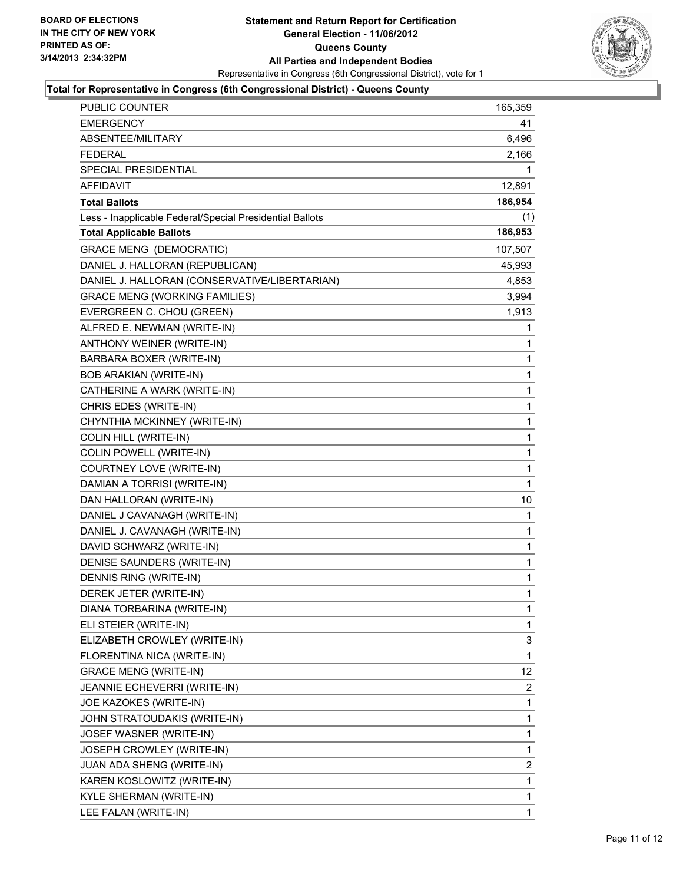BOARD OF ELECTIONS
IN THE CITY OF NEW YORK
PRINTED AS OF:
3/14/2013 2:34:32PM

**Statement and Return Report for Certification**
**General Election - 11/06/2012**
**Queens County**
**All Parties and Independent Bodies**
Representative in Congress (6th Congressional District), vote for 1

**Total for Representative in Congress (6th Congressional District) - Queens County**

| | |
|---|---|
| PUBLIC COUNTER | 165,359 |
| EMERGENCY | 41 |
| ABSENTEE/MILITARY | 6,496 |
| FEDERAL | 2,166 |
| SPECIAL PRESIDENTIAL | 1 |
| AFFIDAVIT | 12,891 |
| **Total Ballots** | **186,954** |
| Less - Inapplicable Federal/Special Presidential Ballots | (1) |
| **Total Applicable Ballots** | **186,953** |
| GRACE MENG (DEMOCRATIC) | 107,507 |
| DANIEL J. HALLORAN (REPUBLICAN) | 45,993 |
| DANIEL J. HALLORAN (CONSERVATIVE/LIBERTARIAN) | 4,853 |
| GRACE MENG (WORKING FAMILIES) | 3,994 |
| EVERGREEN C. CHOU (GREEN) | 1,913 |
| ALFRED E. NEWMAN (WRITE-IN) | 1 |
| ANTHONY WEINER (WRITE-IN) | 1 |
| BARBARA BOXER (WRITE-IN) | 1 |
| BOB ARAKIAN (WRITE-IN) | 1 |
| CATHERINE A WARK (WRITE-IN) | 1 |
| CHRIS EDES (WRITE-IN) | 1 |
| CHYNTHIA MCKINNEY (WRITE-IN) | 1 |
| COLIN HILL (WRITE-IN) | 1 |
| COLIN POWELL (WRITE-IN) | 1 |
| COURTNEY LOVE (WRITE-IN) | 1 |
| DAMIAN A TORRISI (WRITE-IN) | 1 |
| DAN HALLORAN (WRITE-IN) | 10 |
| DANIEL J CAVANAGH (WRITE-IN) | 1 |
| DANIEL J. CAVANAGH (WRITE-IN) | 1 |
| DAVID SCHWARZ (WRITE-IN) | 1 |
| DENISE SAUNDERS (WRITE-IN) | 1 |
| DENNIS RING (WRITE-IN) | 1 |
| DEREK JETER (WRITE-IN) | 1 |
| DIANA TORBARINA (WRITE-IN) | 1 |
| ELI STEIER (WRITE-IN) | 1 |
| ELIZABETH CROWLEY (WRITE-IN) | 3 |
| FLORENTINA NICA (WRITE-IN) | 1 |
| GRACE MENG (WRITE-IN) | 12 |
| JEANNIE ECHEVERRI (WRITE-IN) | 2 |
| JOE KAZOKES (WRITE-IN) | 1 |
| JOHN STRATOUDAKIS (WRITE-IN) | 1 |
| JOSEF WASNER (WRITE-IN) | 1 |
| JOSEPH CROWLEY (WRITE-IN) | 1 |
| JUAN ADA SHENG (WRITE-IN) | 2 |
| KAREN KOSLOWITZ (WRITE-IN) | 1 |
| KYLE SHERMAN (WRITE-IN) | 1 |
| LEE FALAN (WRITE-IN) | 1 |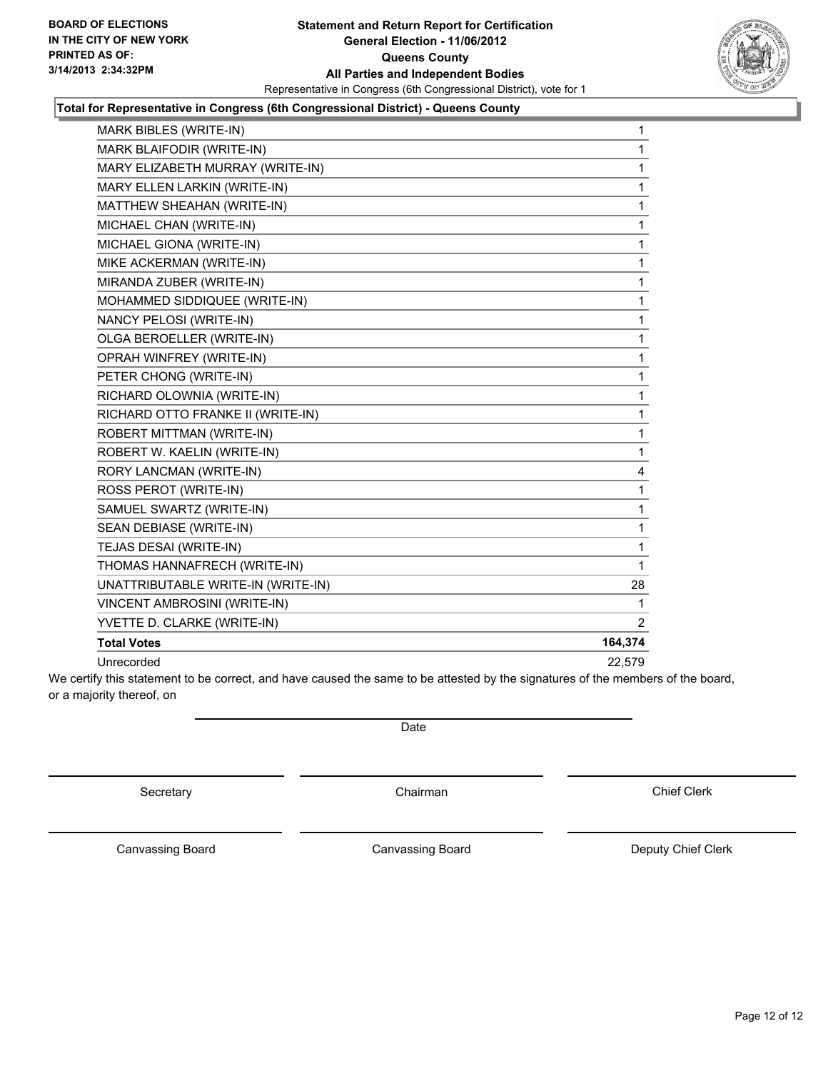**BOARD OF ELECTIONS IN THE CITY OF NEW YORK PRINTED AS OF: 3/14/2013 2:34:32PM**

**Statement and Return Report for Certification**
**General Election - 11/06/2012**
**Queens County**
**All Parties and Independent Bodies**
Representative in Congress (6th Congressional District), vote for 1

**Total for Representative in Congress (6th Congressional District) - Queens County**

| | |
|---|---|
| MARK BIBLES (WRITE-IN) | 1 |
| MARK BLAIFODIR (WRITE-IN) | 1 |
| MARY ELIZABETH MURRAY (WRITE-IN) | 1 |
| MARY ELLEN LARKIN (WRITE-IN) | 1 |
| MATTHEW SHEAHAN (WRITE-IN) | 1 |
| MICHAEL CHAN (WRITE-IN) | 1 |
| MICHAEL GIONA (WRITE-IN) | 1 |
| MIKE ACKERMAN (WRITE-IN) | 1 |
| MIRANDA ZUBER (WRITE-IN) | 1 |
| MOHAMMED SIDDIQUEE (WRITE-IN) | 1 |
| NANCY PELOSI (WRITE-IN) | 1 |
| OLGA BEROELLER (WRITE-IN) | 1 |
| OPRAH WINFREY (WRITE-IN) | 1 |
| PETER CHONG (WRITE-IN) | 1 |
| RICHARD OLOWNIA (WRITE-IN) | 1 |
| RICHARD OTTO FRANKE II (WRITE-IN) | 1 |
| ROBERT MITTMAN (WRITE-IN) | 1 |
| ROBERT W. KAELIN (WRITE-IN) | 1 |
| RORY LANCMAN (WRITE-IN) | 4 |
| ROSS PEROT (WRITE-IN) | 1 |
| SAMUEL SWARTZ (WRITE-IN) | 1 |
| SEAN DEBIASE (WRITE-IN) | 1 |
| TEJAS DESAI (WRITE-IN) | 1 |
| THOMAS HANNAFRECH (WRITE-IN) | 1 |
| UNATTRIBUTABLE WRITE-IN (WRITE-IN) | 28 |
| VINCENT AMBROSINI (WRITE-IN) | 1 |
| YVETTE D. CLARKE (WRITE-IN) | 2 |
| **Total Votes** | **164,374** |
| Unrecorded | 22,579 |

We certify this statement to be correct, and have caused the same to be attested by the signatures of the members of the board, or a majority thereof, on

Date

Secretary | Chairman | Chief Clerk

Canvassing Board | Canvassing Board | Deputy Chief Clerk